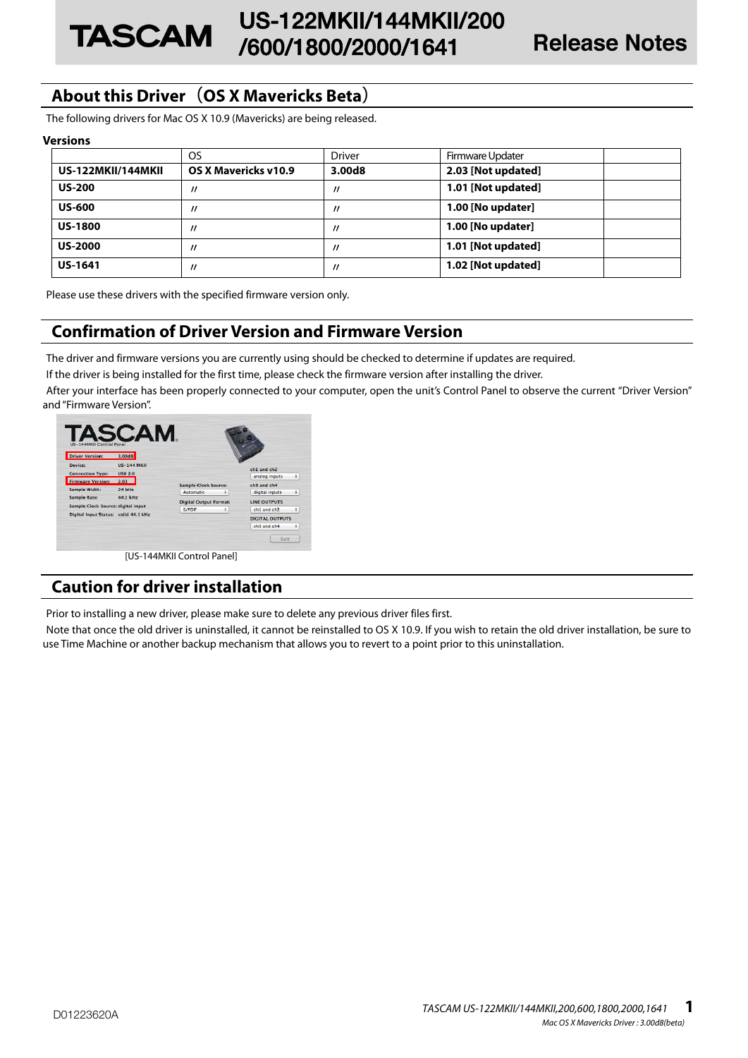# US-122MKII/144MKII/200/600/1800/2000/1641 Release Notes

## About this Driver（OS X Mavericks Beta）

The following drivers for Mac OS X 10.9 (Mavericks) are being released.

**Versions**

| | OS | Driver | Firmware Updater | |
|---|---|---|---|---|
| **US-122MKII/144MKII** | **OS X Mavericks v10.9** | **3.00d8** | **2.03 [Not updated]** | |
| **US-200** | 〃 | 〃 | **1.01 [Not updated]** | |
| **US-600** | 〃 | 〃 | **1.00 [No updater]** | |
| **US-1800** | 〃 | 〃 | **1.00 [No updater]** | |
| **US-2000** | 〃 | 〃 | **1.01 [Not updated]** | |
| **US-1641** | 〃 | 〃 | **1.02 [Not updated]** | |

Please use these drivers with the specified firmware version only.

## Confirmation of Driver Version and Firmware Version

The driver and firmware versions you are currently using should be checked to determine if updates are required.

If the driver is being installed for the first time, please check the firmware version after installing the driver.

After your interface has been properly connected to your computer, open the unit's Control Panel to observe the current "Driver Version" and "Firmware Version".

[US-144MKII Control Panel]

## Caution for driver installation

Prior to installing a new driver, please make sure to delete any previous driver files first.

Note that once the old driver is uninstalled, it cannot be reinstalled to OS X 10.9. If you wish to retain the old driver installation, be sure to use Time Machine or another backup mechanism that allows you to revert to a point prior to this uninstallation.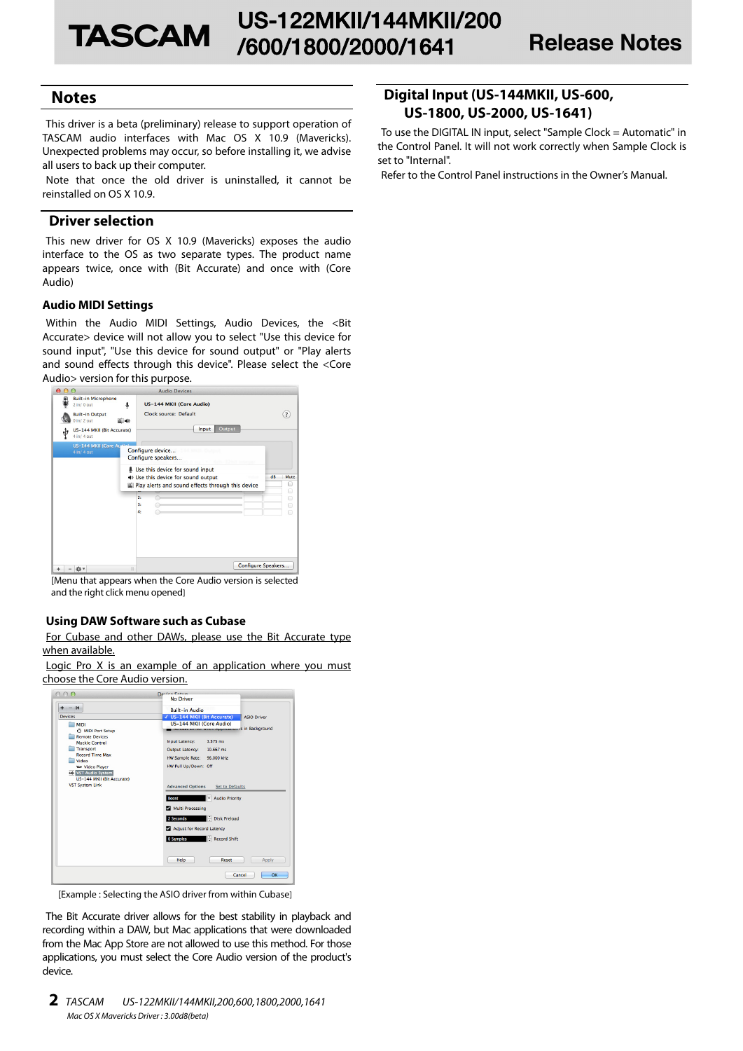## Notes

This driver is a beta (preliminary) release to support operation of TASCAM audio interfaces with Mac OS X 10.9 (Mavericks). Unexpected problems may occur, so before installing it, we advise all users to back up their computer.

Note that once the old driver is uninstalled, it cannot be reinstalled on OS X 10.9.

## Driver selection

This new driver for OS X 10.9 (Mavericks) exposes the audio interface to the OS as two separate types. The product name appears twice, once with (Bit Accurate) and once with (Core Audio)

### Audio MIDI Settings

Within the Audio MIDI Settings, Audio Devices, the <Bit Accurate> device will not allow you to select "Use this device for sound input", "Use this device for sound output" or "Play alerts and sound effects through this device". Please select the <Core Audio> version for this purpose.

[Menu that appears when the Core Audio version is selected and the right click menu opened]

### Using DAW Software such as Cubase

For Cubase and other DAWs, please use the Bit Accurate type when available.

Logic Pro X is an example of an application where you must choose the Core Audio version.

[Example : Selecting the ASIO driver from within Cubase]

The Bit Accurate driver allows for the best stability in playback and recording within a DAW, but Mac applications that were downloaded from the Mac App Store are not allowed to use this method. For those applications, you must select the Core Audio version of the product's device.

## Digital Input (US-144MKII, US-600, US-1800, US-2000, US-1641)

To use the DIGITAL IN input, select "Sample Clock = Automatic" in the Control Panel. It will not work correctly when Sample Clock is set to "Internal".

Refer to the Control Panel instructions in the Owner's Manual.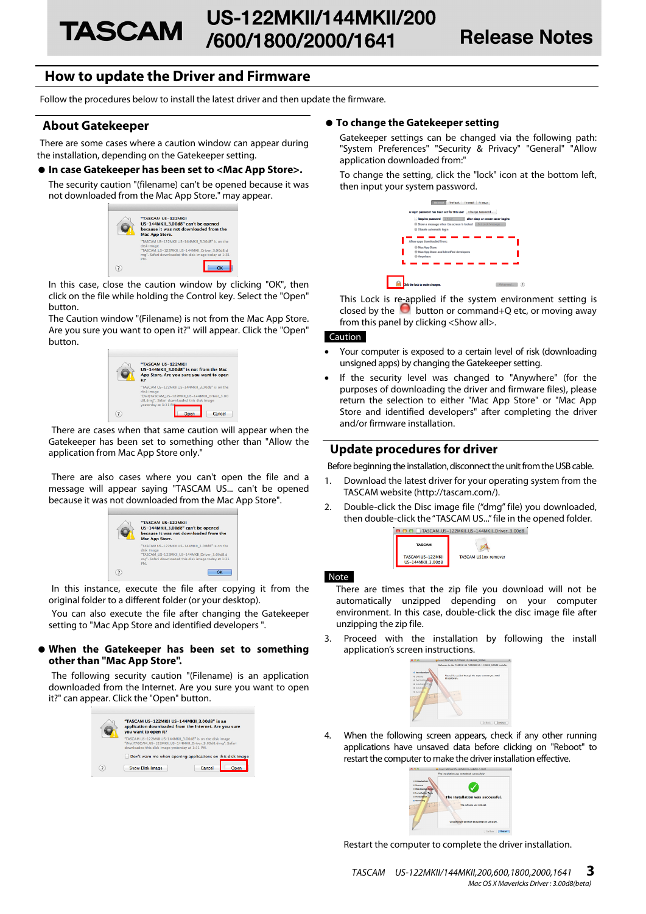# How to update the Driver and Firmware

Follow the procedures below to install the latest driver and then update the firmware.

## About Gatekeeper

There are some cases where a caution window can appear during the installation, depending on the Gatekeeper setting.

### ● In case Gatekeeper has been set to <Mac App Store>.

The security caution "(filename) can't be opened because it was not downloaded from the Mac App Store." may appear.

In this case, close the caution window by clicking "OK", then click on the file while holding the Control key. Select the "Open" button.

The Caution window "(Filename) is not from the Mac App Store. Are you sure you want to open it?" will appear. Click the "Open" button.

There are cases when that same caution will appear when the Gatekeeper has been set to something other than "Allow the application from Mac App Store only."

There are also cases where you can't open the file and a message will appear saying "TASCAM US... can't be opened because it was not downloaded from the Mac App Store".

In this instance, execute the file after copying it from the original folder to a different folder (or your desktop).

You can also execute the file after changing the Gatekeeper setting to "Mac App Store and identified developers ".

### ● When the Gatekeeper has been set to something other than "Mac App Store".

The following security caution "(Filename) is an application downloaded from the Internet. Are you sure you want to open it?" can appear. Click the "Open" button.

### ● To change the Gatekeeper setting

Gatekeeper settings can be changed via the following path: "System Preferences" "Security & Privacy" "General" "Allow application downloaded from:"

To change the setting, click the "lock" icon at the bottom left, then input your system password.

This Lock is re-applied if the system environment setting is closed by the button or command+Q etc, or moving away from this panel by clicking <Show all>.

**Caution**

- Your computer is exposed to a certain level of risk (downloading unsigned apps) by changing the Gatekeeper setting.
- If the security level was changed to "Anywhere" (for the purposes of downloading the driver and firmware files), please return the selection to either "Mac App Store" or "Mac App Store and identified developers" after completing the driver and/or firmware installation.

## Update procedures for driver

Before beginning the installation, disconnect the unit from the USB cable.

1. Download the latest driver for your operating system from the TASCAM website (http://tascam.com/).
2. Double-click the Disc image file ("dmg" file) you downloaded, then double-click the "TASCAM US..." file in the opened folder.

**Note**

There are times that the zip file you download will not be automatically unzipped depending on your computer environment. In this case, double-click the disc image file after unzipping the zip file.

3. Proceed with the installation by following the install application's screen instructions.
4. When the following screen appears, check if any other running applications have unsaved data before clicking on "Reboot" to restart the computer to make the driver installation effective.

Restart the computer to complete the driver installation.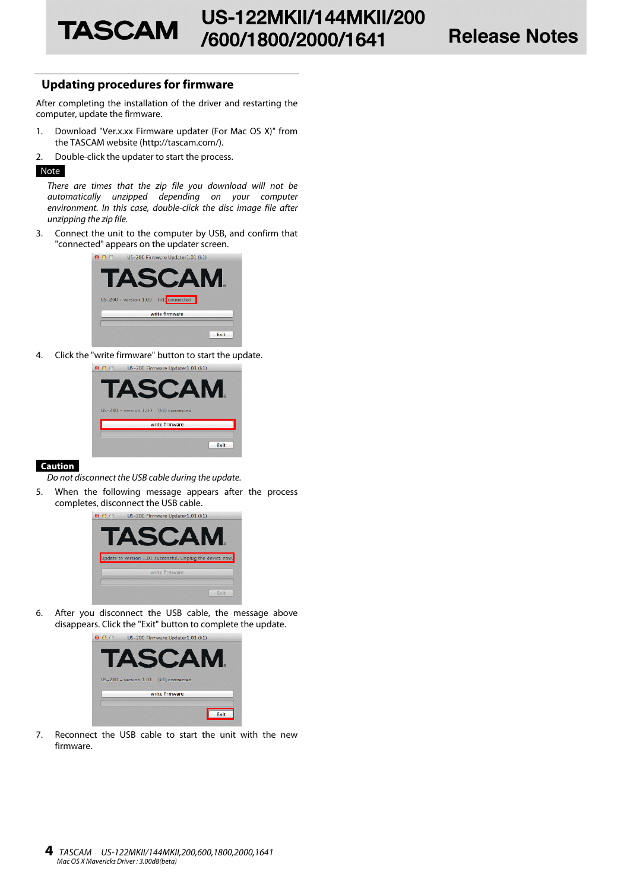## Updating procedures for firmware

After completing the installation of the driver and restarting the computer, update the firmware.

1. Download "Ver.x.xx Firmware updater (For Mac OS X)" from the TASCAM website (http://tascam.com/).
2. Double-click the updater to start the process.

**Note**

*There are times that the zip file you download will not be automatically unzipped depending on your computer environment. In this case, double-click the disc image file after unzipping the zip file.*

3. Connect the unit to the computer by USB, and confirm that "connected" appears on the updater screen.
4. Click the "write firmware" button to start the update.

**Caution**

*Do not disconnect the USB cable during the update.*

5. When the following message appears after the process completes, disconnect the USB cable.
6. After you disconnect the USB cable, the message above disappears. Click the "Exit" button to complete the update.
7. Reconnect the USB cable to start the unit with the new firmware.